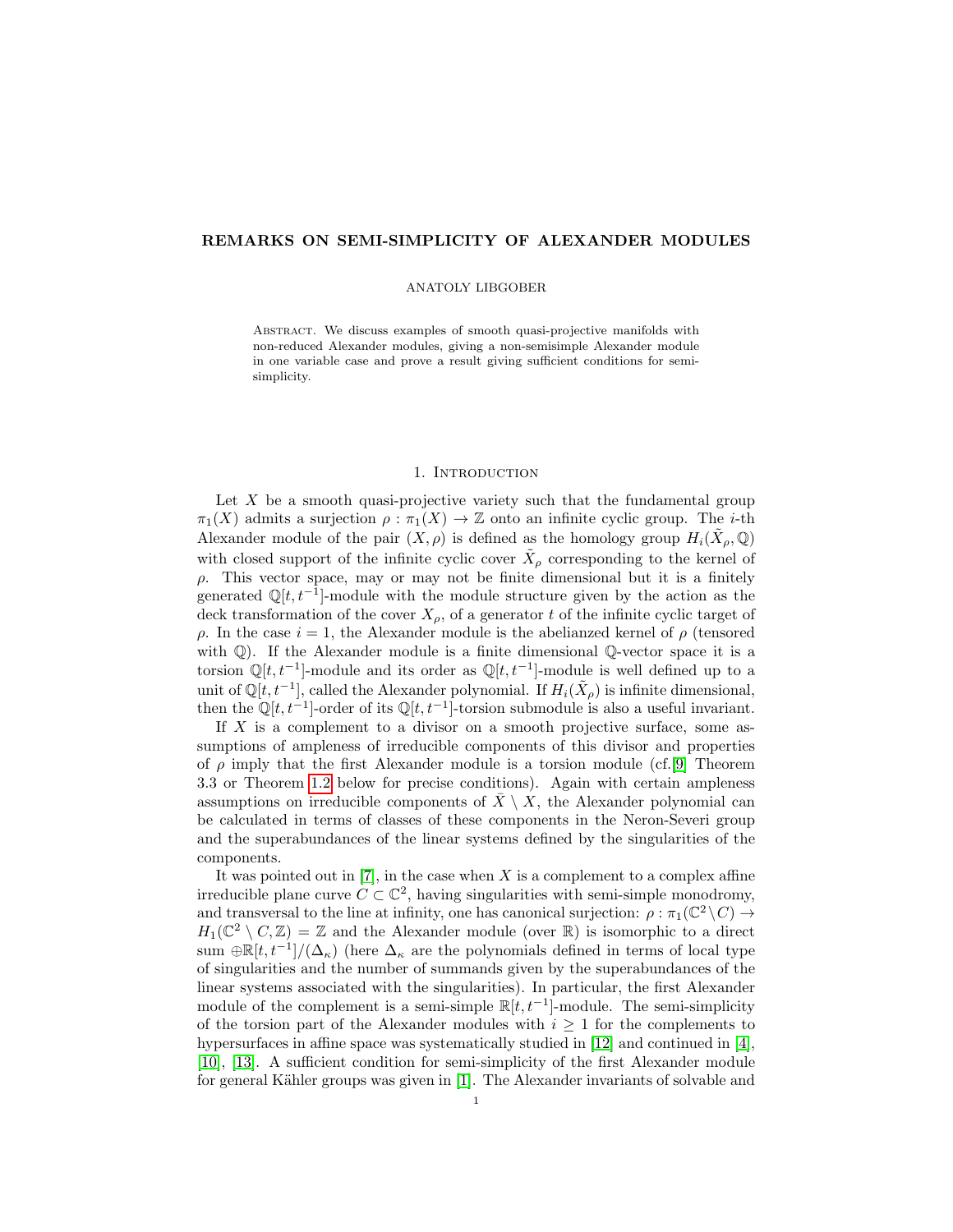# REMARKS ON SEMI-SIMPLICITY OF ALEXANDER MODULES

ANATOLY LIBGOBER

Abstract. We discuss examples of smooth quasi-projective manifolds with non-reduced Alexander modules, giving a non-semisimple Alexander module in one variable case and prove a result giving sufficient conditions for semi-simplicity.

## 1. Introduction

Let $X$ be a smooth quasi-projective variety such that the fundamental group $\pi_1(X)$ admits a surjection $\rho : \pi_1(X) \to \mathbb{Z}$ onto an infinite cyclic group. The $i$-th Alexander module of the pair $(X, \rho)$ is defined as the homology group $H_i(\tilde{X}_\rho, \mathbb{Q})$ with closed support of the infinite cyclic cover $\tilde{X}_\rho$ corresponding to the kernel of $\rho$. This vector space, may or may not be finite dimensional but it is a finitely generated $\mathbb{Q}[t, t^{-1}]$-module with the module structure given by the action as the deck transformation of the cover $X_\rho$, of a generator $t$ of the infinite cyclic target of $\rho$. In the case $i = 1$, the Alexander module is the abelianzed kernel of $\rho$ (tensored with $\mathbb{Q}$). If the Alexander module is a finite dimensional $\mathbb{Q}$-vector space it is a torsion $\mathbb{Q}[t, t^{-1}]$-module and its order as $\mathbb{Q}[t, t^{-1}]$-module is well defined up to a unit of $\mathbb{Q}[t, t^{-1}]$, called the Alexander polynomial. If $H_i(\tilde{X}_\rho)$ is infinite dimensional, then the $\mathbb{Q}[t, t^{-1}]$-order of its $\mathbb{Q}[t, t^{-1}]$-torsion submodule is also a useful invariant.

If $X$ is a complement to a divisor on a smooth projective surface, some assumptions of ampleness of irreducible components of this divisor and properties of $\rho$ imply that the first Alexander module is a torsion module (cf.[9] Theorem 3.3 or Theorem 1.2 below for precise conditions). Again with certain ampleness assumptions on irreducible components of $\bar{X} \setminus X$, the Alexander polynomial can be calculated in terms of classes of these components in the Neron-Severi group and the superabundances of the linear systems defined by the singularities of the components.

It was pointed out in [7], in the case when $X$ is a complement to a complex affine irreducible plane curve $C \subset \mathbb{C}^2$, having singularities with semi-simple monodromy, and transversal to the line at infinity, one has canonical surjection: $\rho : \pi_1(\mathbb{C}^2 \setminus C) \to H_1(\mathbb{C}^2 \setminus C, \mathbb{Z}) = \mathbb{Z}$ and the Alexander module (over $\mathbb{R}$) is isomorphic to a direct sum $\oplus \mathbb{R}[t, t^{-1}]/(\Delta_\kappa)$ (here $\Delta_\kappa$ are the polynomials defined in terms of local type of singularities and the number of summands given by the superabundances of the linear systems associated with the singularities). In particular, the first Alexander module of the complement is a semi-simple $\mathbb{R}[t, t^{-1}]$-module. The semi-simplicity of the torsion part of the Alexander modules with $i \geq 1$ for the complements to hypersurfaces in affine space was systematically studied in [12] and continued in [4], [10], [13]. A sufficient condition for semi-simplicity of the first Alexander module for general Kähler groups was given in [1]. The Alexander invariants of solvable and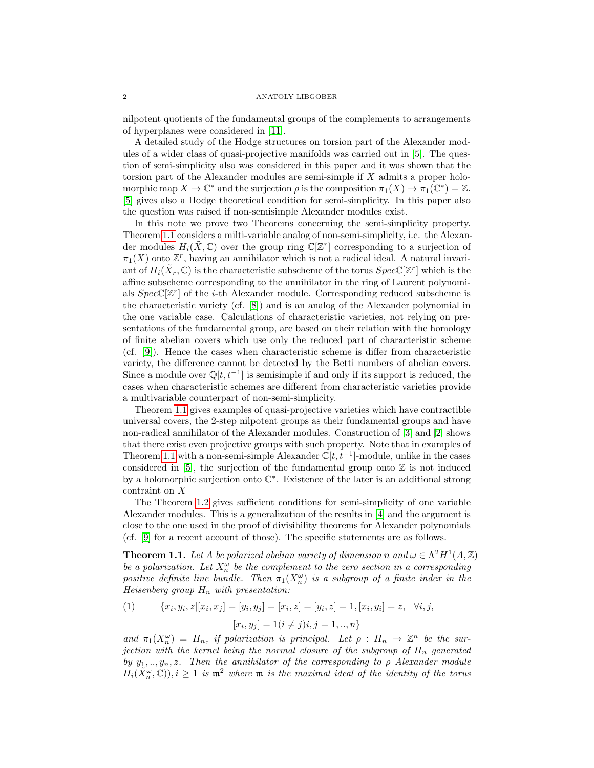nilpotent quotients of the fundamental groups of the complements to arrangements of hyperplanes were considered in [11].

A detailed study of the Hodge structures on torsion part of the Alexander modules of a wider class of quasi-projective manifolds was carried out in [5]. The question of semi-simplicity also was considered in this paper and it was shown that the torsion part of the Alexander modules are semi-simple if $X$ admits a proper holomorphic map $X \to \mathbb{C}^*$ and the surjection $\rho$ is the composition $\pi_1(X) \to \pi_1(\mathbb{C}^*) = \mathbb{Z}$. [5] gives also a Hodge theoretical condition for semi-simplicity. In this paper also the question was raised if non-semisimple Alexander modules exist.

In this note we prove two Theorems concerning the semi-simplicity property. Theorem 1.1 considers a milti-variable analog of non-semi-simplicity, i.e. the Alexander modules $H_i(\tilde{X}, \mathbb{C})$ over the group ring $\mathbb{C}[\mathbb{Z}^r]$ corresponding to a surjection of $\pi_1(X)$ onto $\mathbb{Z}^r$, having an annihilator which is not a radical ideal. A natural invariant of $H_i(\tilde{X}_r, \mathbb{C})$ is the characteristic subscheme of the torus $Spec\mathbb{C}[\mathbb{Z}^r]$ which is the affine subscheme corresponding to the annihilator in the ring of Laurent polynomials $Spec\mathbb{C}[\mathbb{Z}^r]$ of the $i$-th Alexander module. Corresponding reduced subscheme is the characteristic variety (cf. [8]) and is an analog of the Alexander polynomial in the one variable case. Calculations of characteristic varieties, not relying on presentations of the fundamental group, are based on their relation with the homology of finite abelian covers which use only the reduced part of characteristic scheme (cf. [9]). Hence the cases when characteristic scheme is differ from characteristic variety, the difference cannot be detected by the Betti numbers of abelian covers. Since a module over $\mathbb{Q}[t, t^{-1}]$ is semisimple if and only if its support is reduced, the cases when characteristic schemes are different from characteristic varieties provide a multivariable counterpart of non-semi-simplicity.

Theorem 1.1 gives examples of quasi-projective varieties which have contractible universal covers, the 2-step nilpotent groups as their fundamental groups and have non-radical annihilator of the Alexander modules. Construction of [3] and [2] shows that there exist even projective groups with such property. Note that in examples of Theorem 1.1 with a non-semi-simple Alexander $\mathbb{C}[t, t^{-1}]$-module, unlike in the cases considered in [5], the surjection of the fundamental group onto $\mathbb{Z}$ is not induced by a holomorphic surjection onto $\mathbb{C}^*$. Existence of the later is an additional strong contraint on $X$

The Theorem 1.2 gives sufficient conditions for semi-simplicity of one variable Alexander modules. This is a generalization of the results in [4] and the argument is close to the one used in the proof of divisibility theorems for Alexander polynomials (cf. [9] for a recent account of those). The specific statements are as follows.

**Theorem 1.1.** *Let $A$ be polarized abelian variety of dimension $n$ and $\omega \in \Lambda^2 H^1(A, \mathbb{Z})$ be a polarization. Let $X_n^\omega$ be the complement to the zero section in a corresponding positive definite line bundle. Then $\pi_1(X_n^\omega)$ is a subgroup of a finite index in the Heisenberg group $H_n$ with presentation:*

$$\{x_i, y_i, z | [x_i, x_j] = [y_i, y_j] = [x_i, z] = [y_i, z] = 1, [x_i, y_i] = z, \quad \forall i, j, \tag{1}$$

$$[x_i, y_j] = 1 (i \neq j) i, j = 1, .., n\}$$

*and $\pi_1(X_n^\omega) = H_n$, if polarization is principal. Let $\rho : H_n \to \mathbb{Z}^n$ be the surjection with the kernel being the normal closure of the subgroup of $H_n$ generated by $y_1, .., y_n, z$. Then the annihilator of the corresponding to $\rho$ Alexander module $H_i(\tilde{X}_n^\omega, \mathbb{C})), i \geq 1$ is $\mathfrak{m}^2$ where $\mathfrak{m}$ is the maximal ideal of the identity of the torus*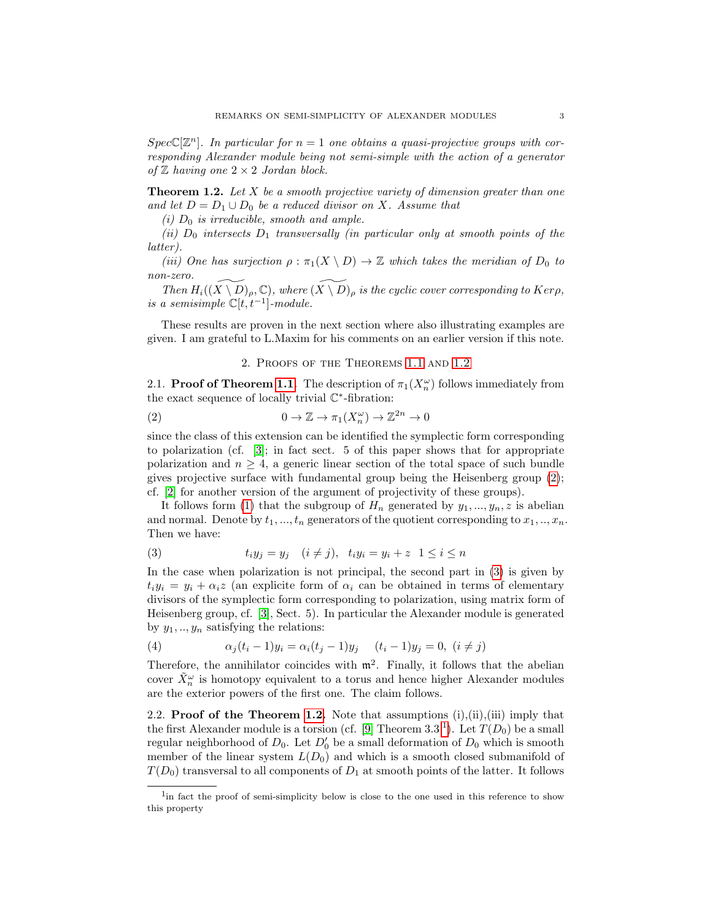$Spec\mathbb{C}[\mathbb{Z}^n]$. *In particular for $n = 1$ one obtains a quasi-projective groups with corresponding Alexander module being not semi-simple with the action of a generator of $\mathbb{Z}$ having one $2 \times 2$ Jordan block.*

**Theorem 1.2.** *Let $X$ be a smooth projective variety of dimension greater than one and let $D = D_1 \cup D_0$ be a reduced divisor on $X$. Assume that*

*(i) $D_0$ is irreducible, smooth and ample.*

*(ii) $D_0$ intersects $D_1$ transversally (in particular only at smooth points of the latter).*

*(iii) One has surjection $\rho : \pi_1(X \setminus D) \to \mathbb{Z}$ which takes the meridian of $D_0$ to non-zero.*

*Then $H_i(\widetilde{(X \setminus D)}_\rho, \mathbb{C})$, where $\widetilde{(X \setminus D)}_\rho$ is the cyclic cover corresponding to $Ker \rho$, is a semisimple $\mathbb{C}[t, t^{-1}]$-module.*

These results are proven in the next section where also illustrating examples are given. I am grateful to L.Maxim for his comments on an earlier version if this note.

## 2. Proofs of the Theorems 1.1 and 1.2

**2.1. Proof of Theorem 1.1.** The description of $\pi_1(X_n^\omega)$ follows immediately from the exact sequence of locally trivial $\mathbb{C}^*$-fibration:

$$0 \to \mathbb{Z} \to \pi_1(X_n^\omega) \to \mathbb{Z}^{2n} \to 0 \tag{2}$$

since the class of this extension can be identified the symplectic form corresponding to polarization (cf. [3]; in fact sect. 5 of this paper shows that for appropriate polarization and $n \geq 4$, a generic linear section of the total space of such bundle gives projective surface with fundamental group being the Heisenberg group (2); cf. [2] for another version of the argument of projectivity of these groups).

It follows form (1) that the subgroup of $H_n$ generated by $y_1, ..., y_n, z$ is abelian and normal. Denote by $t_1, ..., t_n$ generators of the quotient corresponding to $x_1, .., x_n$. Then we have:

$$t_i y_j = y_j \quad (i \neq j), \quad t_i y_i = y_i + z \quad 1 \leq i \leq n \tag{3}$$

In the case when polarization is not principal, the second part in (3) is given by $t_i y_i = y_i + \alpha_i z$ (an explicit form of $\alpha_i$ can be obtained in terms of elementary divisors of the symplectic form corresponding to polarization, using matrix form of Heisenberg group, cf. [3], Sect. 5). In particular the Alexander module is generated by $y_1, .., y_n$ satisfying the relations:

$$\alpha_j (t_i - 1) y_i = \alpha_i (t_j - 1) y_j \quad (t_i - 1) y_j = 0, \ (i \neq j) \tag{4}$$

Therefore, the annihilator coincides with $\mathfrak{m}^2$. Finally, it follows that the abelian cover $\tilde{X}_n^\omega$ is homotopy equivalent to a torus and hence higher Alexander modules are the exterior powers of the first one. The claim follows.

**2.2. Proof of the Theorem 1.2.** Note that assumptions (i),(ii),(iii) imply that the first Alexander module is a torsion (cf. [9] Theorem 3.3 [1]). Let $T(D_0)$ be a small regular neighborhood of $D_0$. Let $D_0'$ be a small deformation of $D_0$ which is smooth member of the linear system $L(D_0)$ and which is a smooth closed submanifold of $T(D_0)$ transversal to all components of $D_1$ at smooth points of the latter. It follows

[1] in fact the proof of semi-simplicity below is close to the one used in this reference to show this property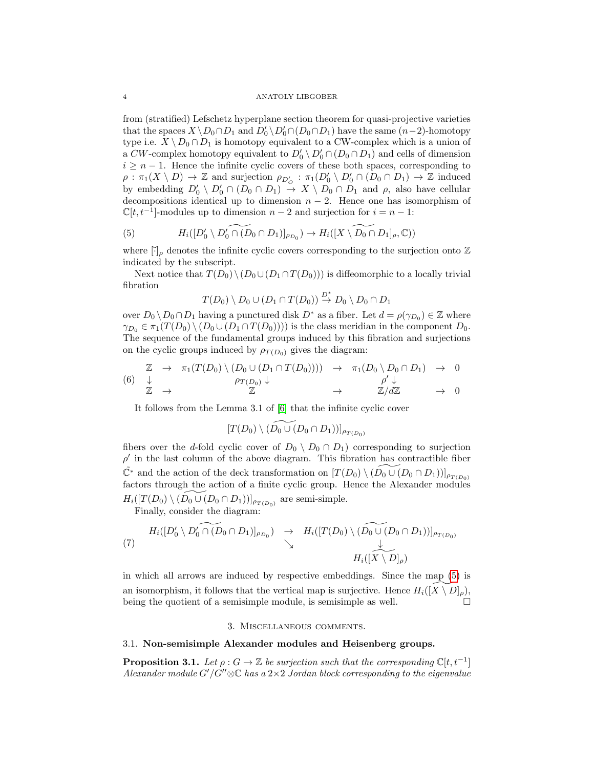from (stratified) Lefschetz hyperplane section theorem for quasi-projective varieties that the spaces $X \setminus D_0 \cap D_1$ and $D_0' \setminus D_0' \cap (D_0 \cap D_1)$ have the same $(n-2)$-homotopy type i.e. $X \setminus D_0 \cap D_1$ is homotopy equivalent to a CW-complex which is a union of a $CW$-complex homotopy equivalent to $D_0' \setminus D_0' \cap (D_0 \cap D_1)$ and cells of dimension $i \geq n-1$. Hence the infinite cyclic covers of these both spaces, corresponding to $\rho : \pi_1(X \setminus D) \to \mathbb{Z}$ and surjection $\rho_{D_O'} : \pi_1(D_0' \setminus D_0' \cap (D_0 \cap D_1) \to \mathbb{Z}$ induced by embedding $D_0' \setminus D_0' \cap (D_0 \cap D_1) \to X \setminus D_0 \cap D_1$ and $\rho$, also have cellular decompositions identical up to dimension $n-2$. Hence one has isomorphism of $\mathbb{C}[t, t^{-1}]$-modules up to dimension $n-2$ and surjection for $i = n-1$:

$$H_i([D_0' \setminus \widetilde{D_0' \cap (D_0} \cap D_1)]_{\rho_{D_0}}) \to H_i([X \setminus \widetilde{D_0 \cap} D_1]_\rho, \mathbb{C})) \tag{5}$$

where $[\tilde{\cdot}]_\rho$ denotes the infinite cyclic covers corresponding to the surjection onto $\mathbb{Z}$ indicated by the subscript.

Next notice that $T(D_0) \setminus (D_0 \cup (D_1 \cap T(D_0)))$ is diffeomorphic to a locally trivial fibration

$$T(D_0) \setminus D_0 \cup (D_1 \cap T(D_0)) \xrightarrow{D^*} D_0 \setminus D_0 \cap D_1$$

over $D_0 \setminus D_0 \cap D_1$ having a punctured disk $D^*$ as a fiber. Let $d = \rho(\gamma_{D_0}) \in \mathbb{Z}$ where $\gamma_{D_0} \in \pi_1(T(D_0) \setminus (D_0 \cup (D_1 \cap T(D_0))))$ is the class meridian in the component $D_0$. The sequence of the fundamental groups induced by this fibration and surjections on the cyclic groups induced by $\rho_{T(D_0)}$ gives the diagram:

$$\begin{array}{ccccccc} \mathbb{Z} & \to & \pi_1(T(D_0) \setminus (D_0 \cup (D_1 \cap T(D_0)))) & \to & \pi_1(D_0 \setminus D_0 \cap D_1) & \to & 0 \\ \downarrow & & \rho_{T(D_0)} \downarrow & & \rho' \downarrow & & \\ \mathbb{Z} & \to & \mathbb{Z} & \to & \mathbb{Z}/d\mathbb{Z} & \to & 0 \end{array} \tag{6}$$

It follows from the Lemma 3.1 of [6] that the infinite cyclic cover

$$[T(D_0) \setminus (\widetilde{D_0 \cup (D_0} \cap D_1))]_{\rho_{T(D_0)}}$$

fibers over the $d$-fold cyclic cover of $D_0 \setminus D_0 \cap D_1)$ corresponding to surjection $\rho'$ in the last column of the above diagram. This fibration has contractible fiber $\tilde{\mathbb{C}}^*$ and the action of the deck transformation on $[T(D_0) \setminus (\widetilde{D_0 \cup (D_0} \cap D_1))]_{\rho_{T(D_0)}}$ factors through the action of a finite cyclic group. Hence the Alexander modules $H_i([T(D_0) \setminus (\widetilde{D_0 \cup (D_0} \cap D_1))]_{\rho_{T(D_0)}}$ are semi-simple.

Finally, consider the diagram:

$$\begin{array}{ccc} H_i([D_0' \setminus \widetilde{D_0' \cap (D_0} \cap D_1)]_{\rho_{D_0}}) & \to & H_i([T(D_0) \setminus (\widetilde{D_0 \cup (D_0} \cap D_1))]_{\rho_{T(D_0)}} \\ & \searrow & \downarrow \\ & & H_i([\widetilde{X \setminus D}]_\rho) \end{array} \tag{7}$$

in which all arrows are induced by respective embeddings. Since the map (5) is an isomorphism, it follows that the vertical map is surjective. Hence $H_i([\widetilde{X \setminus D}]_\rho)$, being the quotient of a semisimple module, is semisimple as well. $\square$

## 3. Miscellaneous comments.

### 3.1. Non-semisimple Alexander modules and Heisenberg groups.

**Proposition 3.1.** *Let $\rho : G \to \mathbb{Z}$ be surjection such that the corresponding $\mathbb{C}[t, t^{-1}]$ Alexander module $G'/G'' \otimes \mathbb{C}$ has a $2 \times 2$ Jordan block corresponding to the eigenvalue*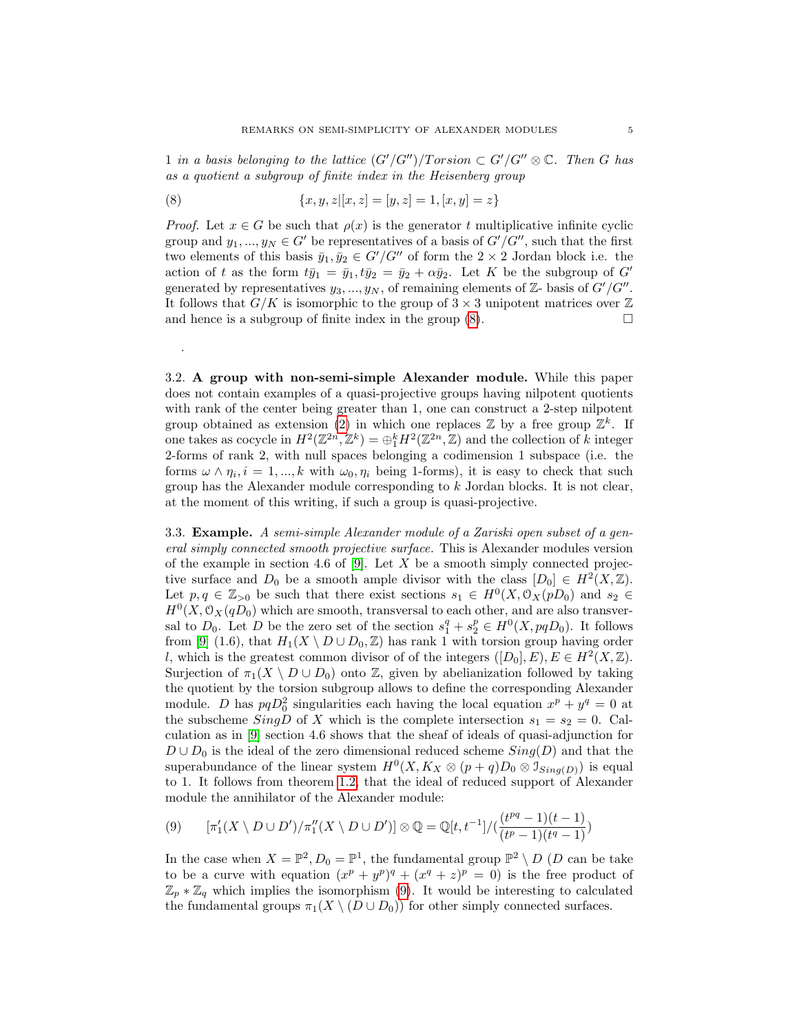*1 in a basis belonging to the lattice $(G'/G'')/Torsion \subset G'/G'' \otimes \mathbb{C}$. Then $G$ has as a quotient a subgroup of finite index in the Heisenberg group*

$$\{x, y, z | [x, z] = [y, z] = 1, [x, y] = z\} \tag{8}$$

*Proof.* Let $x \in G$ be such that $\rho(x)$ is the generator $t$ multiplicative infinite cyclic group and $y_1, ..., y_N \in G'$ be representatives of a basis of $G'/G''$, such that the first two elements of this basis $\bar{y}_1, \bar{y}_2 \in G'/G''$ of form the $2 \times 2$ Jordan block i.e. the action of $t$ as the form $t\bar{y}_1 = \bar{y}_1, t\bar{y}_2 = \bar{y}_2 + \alpha\bar{y}_2$. Let $K$ be the subgroup of $G'$ generated by representatives $y_3, ..., y_N$, of remaining elements of $\mathbb{Z}$- basis of $G'/G''$. It follows that $G/K$ is isomorphic to the group of $3 \times 3$ unipotent matrices over $\mathbb{Z}$ and hence is a subgroup of finite index in the group (8). $\square$

.

3.2. **A group with non-semi-simple Alexander module.** While this paper does not contain examples of a quasi-projective groups having nilpotent quotients with rank of the center being greater than 1, one can construct a 2-step nilpotent group obtained as extension (2) in which one replaces $\mathbb{Z}$ by a free group $\mathbb{Z}^k$. If one takes as cocycle in $H^2(\mathbb{Z}^{2n}, \mathbb{Z}^k) = \oplus_1^k H^2(\mathbb{Z}^{2n}, \mathbb{Z})$ and the collection of $k$ integer 2-forms of rank 2, with null spaces belonging a codimension 1 subspace (i.e. the forms $\omega \wedge \eta_i, i = 1, ..., k$ with $\omega_0, \eta_i$ being 1-forms), it is easy to check that such group has the Alexander module corresponding to $k$ Jordan blocks. It is not clear, at the moment of this writing, if such a group is quasi-projective.

3.3. **Example.** *A semi-simple Alexander module of a Zariski open subset of a general simply connected smooth projective surface.* This is Alexander modules version of the example in section 4.6 of [9]. Let $X$ be a smooth simply connected projective surface and $D_0$ be a smooth ample divisor with the class $[D_0] \in H^2(X, \mathbb{Z})$. Let $p, q \in \mathbb{Z}_{>0}$ be such that there exist sections $s_1 \in H^0(X, \mathcal{O}_X(pD_0)$ and $s_2 \in H^0(X, \mathcal{O}_X(qD_0)$ which are smooth, transversal to each other, and are also transversal to $D_0$. Let $D$ be the zero set of the section $s_1^q + s_2^p \in H^0(X, pqD_0)$. It follows from [9] (1.6), that $H_1(X \setminus D \cup D_0, \mathbb{Z})$ has rank 1 with torsion group having order $l$, which is the greatest common divisor of of the integers $([D_0], E), E \in H^2(X, \mathbb{Z})$. Surjection of $\pi_1(X \setminus D \cup D_0)$ onto $\mathbb{Z}$, given by abelianization followed by taking the quotient by the torsion subgroup allows to define the corresponding Alexander module. $D$ has $pqD_0^2$ singularities each having the local equation $x^p + y^q = 0$ at the subscheme $SingD$ of $X$ which is the complete intersection $s_1 = s_2 = 0$. Calculation as in [9] section 4.6 shows that the sheaf of ideals of quasi-adjunction for $D \cup D_0$ is the ideal of the zero dimensional reduced scheme $Sing(D)$ and that the superabundance of the linear system $H^0(X, K_X \otimes (p+q)D_0 \otimes \mathcal{I}_{Sing(D)})$ is equal to 1. It follows from theorem 1.2, that the ideal of reduced support of Alexander module the annihilator of the Alexander module:

$$[\pi_1'(X \setminus D \cup D')/\pi_1''(X \setminus D \cup D')] \otimes \mathbb{Q} = \mathbb{Q}[t, t^{-1}]/(\frac{(t^{pq} - 1)(t - 1)}{(t^p - 1)(t^q - 1)}) \tag{9}$$

In the case when $X = \mathbb{P}^2, D_0 = \mathbb{P}^1$, the fundamental group $\mathbb{P}^2 \setminus D$ ($D$ can be take to be a curve with equation $(x^p + y^p)^q + (x^q + z)^p = 0$) is the free product of $\mathbb{Z}_p * \mathbb{Z}_q$ which implies the isomorphism (9). It would be interesting to calculated the fundamental groups $\pi_1(X \setminus (D \cup D_0))$ for other simply connected surfaces.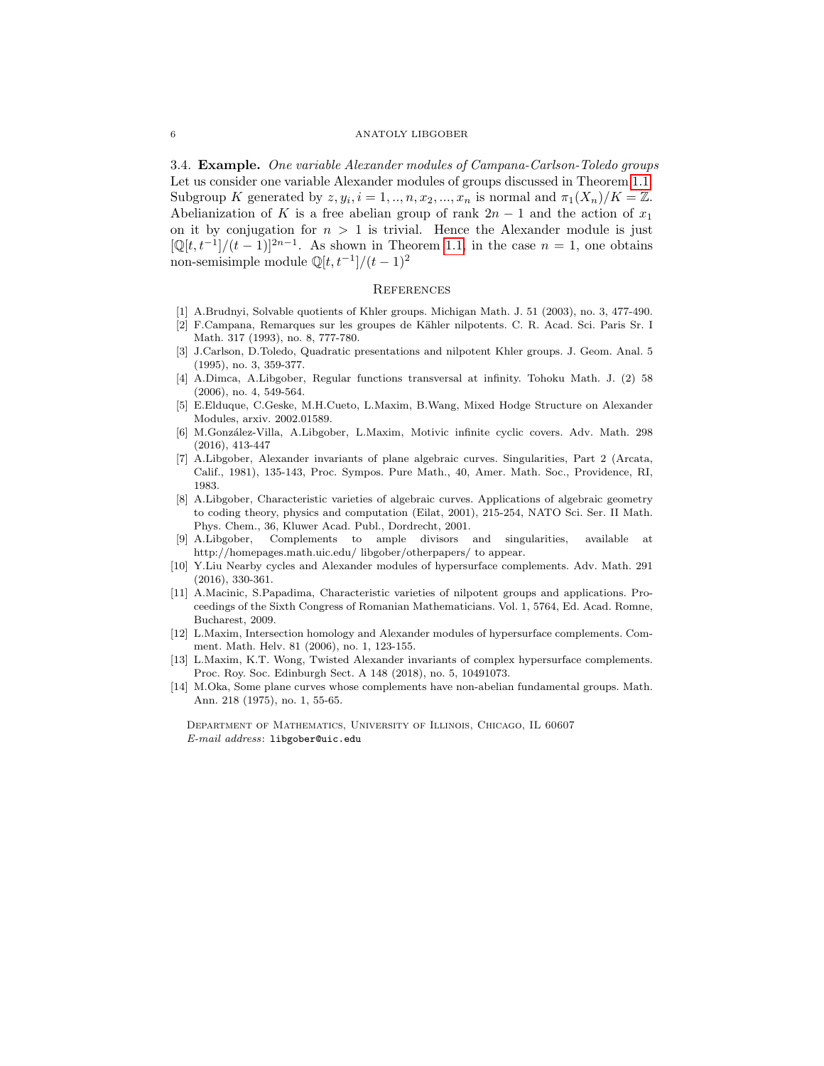3.4. **Example.** *One variable Alexander modules of Campana-Carlson-Toledo groups* Let us consider one variable Alexander modules of groups discussed in Theorem 1.1. Subgroup $K$ generated by $z, y_i, i = 1, .., n, x_2, ..., x_n$ is normal and $\pi_1(X_n)/K = \mathbb{Z}$. Abelianization of $K$ is a free abelian group of rank $2n - 1$ and the action of $x_1$ on it by conjugation for $n > 1$ is trivial. Hence the Alexander module is just $[\mathbb{Q}[t, t^{-1}]/(t-1)]^{2n-1}$. As shown in Theorem 1.1, in the case $n = 1$, one obtains non-semisimple module $\mathbb{Q}[t, t^{-1}]/(t-1)^2$

## References

[1] A.Brudnyi, Solvable quotients of Khler groups. Michigan Math. J. 51 (2003), no. 3, 477-490.

[2] F.Campana, Remarques sur les groupes de Kähler nilpotents. C. R. Acad. Sci. Paris Sr. I Math. 317 (1993), no. 8, 777-780.

[3] J.Carlson, D.Toledo, Quadratic presentations and nilpotent Khler groups. J. Geom. Anal. 5 (1995), no. 3, 359-377.

[4] A.Dimca, A.Libgober, Regular functions transversal at infinity. Tohoku Math. J. (2) 58 (2006), no. 4, 549-564.

[5] E.Elduque, C.Geske, M.H.Cueto, L.Maxim, B.Wang, Mixed Hodge Structure on Alexander Modules, arxiv. 2002.01589.

[6] M.González-Villa, A.Libgober, L.Maxim, Motivic infinite cyclic covers. Adv. Math. 298 (2016), 413-447

[7] A.Libgober, Alexander invariants of plane algebraic curves. Singularities, Part 2 (Arcata, Calif., 1981), 135-143, Proc. Sympos. Pure Math., 40, Amer. Math. Soc., Providence, RI, 1983.

[8] A.Libgober, Characteristic varieties of algebraic curves. Applications of algebraic geometry to coding theory, physics and computation (Eilat, 2001), 215-254, NATO Sci. Ser. II Math. Phys. Chem., 36, Kluwer Acad. Publ., Dordrecht, 2001.

[9] A.Libgober, Complements to ample divisors and singularities, available at http://homepages.math.uic.edu/ libgober/otherpapers/ to appear.

[10] Y.Liu Nearby cycles and Alexander modules of hypersurface complements. Adv. Math. 291 (2016), 330-361.

[11] A.Macinic, S.Papadima, Characteristic varieties of nilpotent groups and applications. Proceedings of the Sixth Congress of Romanian Mathematicians. Vol. 1, 5764, Ed. Acad. Romne, Bucharest, 2009.

[12] L.Maxim, Intersection homology and Alexander modules of hypersurface complements. Comment. Math. Helv. 81 (2006), no. 1, 123-155.

[13] L.Maxim, K.T. Wong, Twisted Alexander invariants of complex hypersurface complements. Proc. Roy. Soc. Edinburgh Sect. A 148 (2018), no. 5, 10491073.

[14] M.Oka, Some plane curves whose complements have non-abelian fundamental groups. Math. Ann. 218 (1975), no. 1, 55-65.

Department of Mathematics, University of Illinois, Chicago, IL 60607
*E-mail address*: libgober@uic.edu